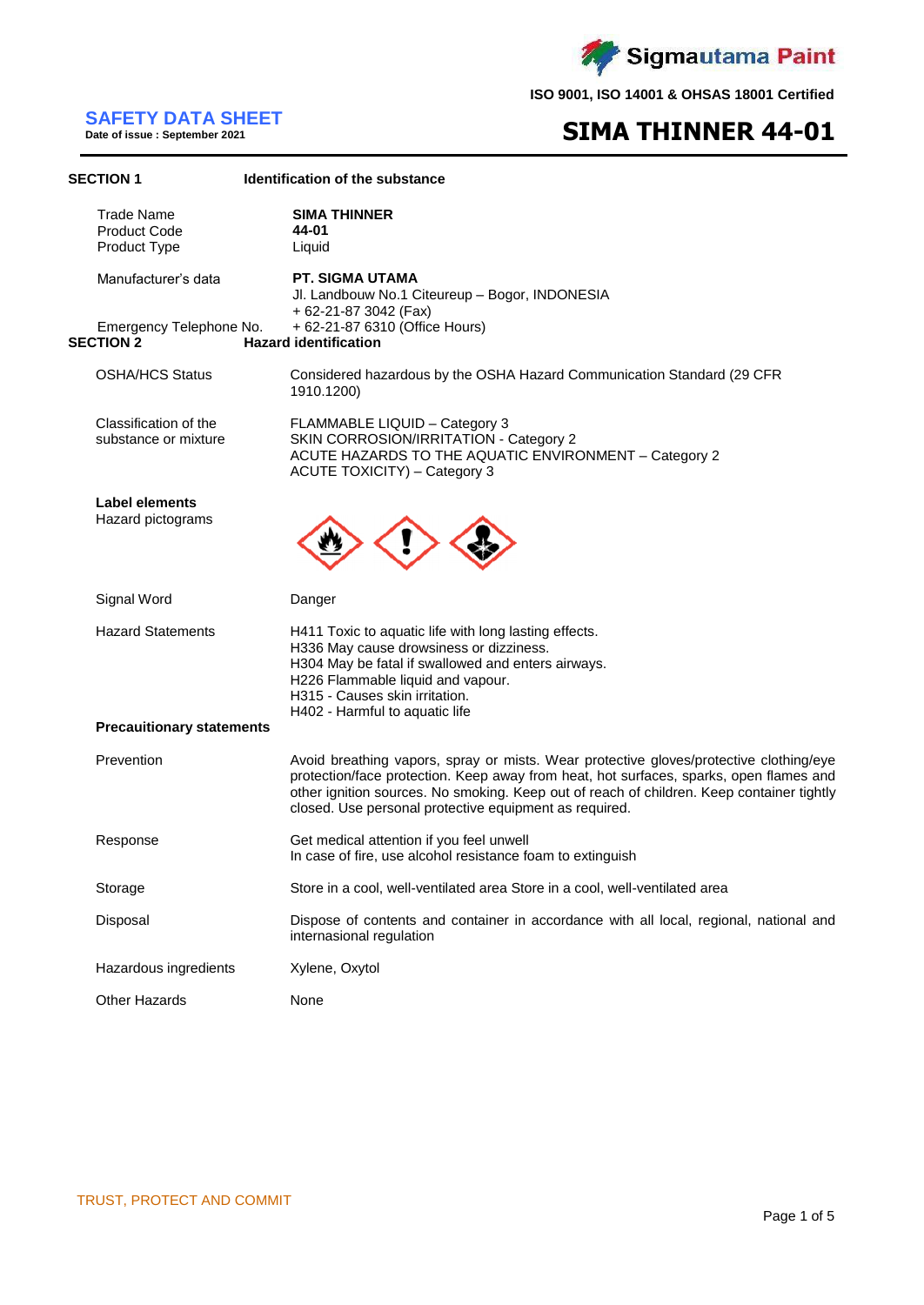Sigmautama Paint

ISO 9001, ISO 14001 & OHSAS 18001 Certified

# SAFETY DATA SHEET

**Date of issue : September 2021**

# SIMA THINNER 44-01

## SECTION 1 Identification of the substance

| | |
|---|---|
| Trade Name | **SIMA THINNER** |
| Product Code | **44-01** |
| Product Type | Liquid |
| Manufacturer's data | **PT. SIGMA UTAMA**<br>Jl. Landbouw No.1 Citeureup – Bogor, INDONESIA<br>+ 62-21-87 3042 (Fax) |
| Emergency Telephone No. | + 62-21-87 6310 (Office Hours) |

## SECTION 2 Hazard identification

| | |
|---|---|
| OSHA/HCS Status | Considered hazardous by the OSHA Hazard Communication Standard (29 CFR 1910.1200) |
| Classification of the substance or mixture | FLAMMABLE LIQUID – Category 3<br>SKIN CORROSION/IRRITATION - Category 2<br>ACUTE HAZARDS TO THE AQUATIC ENVIRONMENT – Category 2<br>ACUTE TOXICITY) – Category 3 |

**Label elements**

Hazard pictograms

| | |
|---|---|
| Signal Word | Danger |
| Hazard Statements | H411 Toxic to aquatic life with long lasting effects.<br>H336 May cause drowsiness or dizziness.<br>H304 May be fatal if swallowed and enters airways.<br>H226 Flammable liquid and vapour.<br>H315 - Causes skin irritation.<br>H402 - Harmful to aquatic life |

**Precauitionary statements**

| | |
|---|---|
| Prevention | Avoid breathing vapors, spray or mists. Wear protective gloves/protective clothing/eye protection/face protection. Keep away from heat, hot surfaces, sparks, open flames and other ignition sources. No smoking. Keep out of reach of children. Keep container tightly closed. Use personal protective equipment as required. |
| Response | Get medical attention if you feel unwell<br>In case of fire, use alcohol resistance foam to extinguish |
| Storage | Store in a cool, well-ventilated area Store in a cool, well-ventilated area |
| Disposal | Dispose of contents and container in accordance with all local, regional, national and internasional regulation |
| Hazardous ingredients | Xylene, Oxytol |
| Other Hazards | None |

TRUST, PROTECT AND COMMIT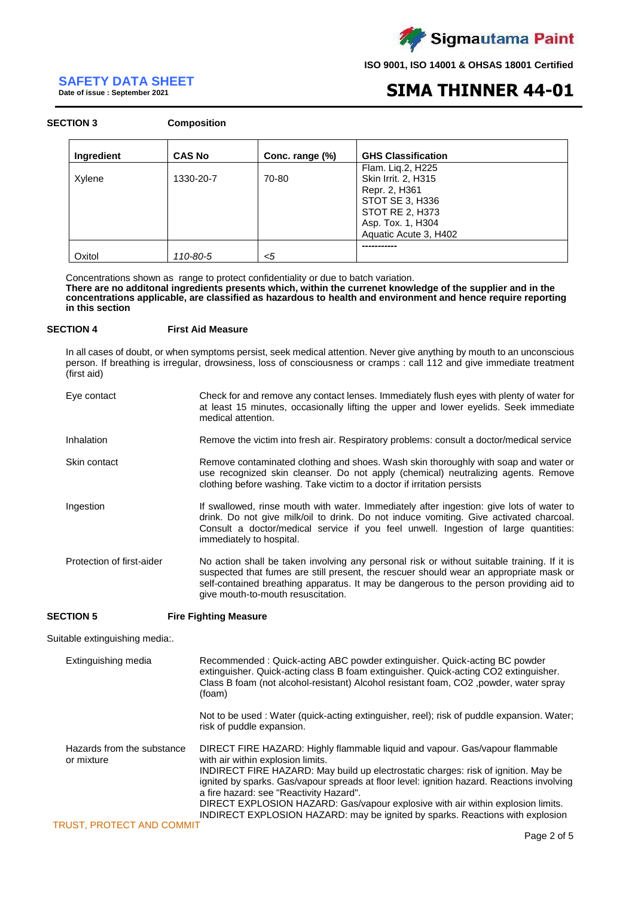### SECTION 3 Composition

| Ingredient | CAS No | Conc. range (%) | GHS Classification |
|---|---|---|---|
| Xylene | 1330-20-7 | 70-80 | Flam. Liq.2, H225<br>Skin Irrit. 2, H315<br>Repr. 2, H361<br>STOT SE 3, H336<br>STOT RE 2, H373<br>Asp. Tox. 1, H304<br>Aquatic Acute 3, H402 |
| Oxitol | *110-80-5* | *<5* | ----------- |

Concentrations shown as range to protect confidentiality or due to batch variation.
**There are no additonal ingredients presents which, within the currenet knowledge of the supplier and in the concentrations applicable, are classified as hazardous to health and environment and hence require reporting in this section**

### SECTION 4 First Aid Measure

In all cases of doubt, or when symptoms persist, seek medical attention. Never give anything by mouth to an unconscious person. If breathing is irregular, drowsiness, loss of consciousness or cramps : call 112 and give immediate treatment (first aid)

**Eye contact**
Check for and remove any contact lenses. Immediately flush eyes with plenty of water for at least 15 minutes, occasionally lifting the upper and lower eyelids. Seek immediate medical attention.

**Inhalation**
Remove the victim into fresh air. Respiratory problems: consult a doctor/medical service

**Skin contact**
Remove contaminated clothing and shoes. Wash skin thoroughly with soap and water or use recognized skin cleanser. Do not apply (chemical) neutralizing agents. Remove clothing before washing. Take victim to a doctor if irritation persists

**Ingestion**
If swallowed, rinse mouth with water. Immediately after ingestion: give lots of water to drink. Do not give milk/oil to drink. Do not induce vomiting. Give activated charcoal. Consult a doctor/medical service if you feel unwell. Ingestion of large quantities: immediately to hospital.

**Protection of first-aider**
No action shall be taken involving any personal risk or without suitable training. If it is suspected that fumes are still present, the rescuer should wear an appropriate mask or self-contained breathing apparatus. It may be dangerous to the person providing aid to give mouth-to-mouth resuscitation.

### SECTION 5 Fire Fighting Measure

Suitable extinguishing media:.

**Extinguishing media**
Recommended : Quick-acting ABC powder extinguisher. Quick-acting BC powder extinguisher. Quick-acting class B foam extinguisher. Quick-acting $CO_2$ extinguisher. Class B foam (not alcohol-resistant) Alcohol resistant foam, $CO_2$ ,powder, water spray (foam)

Not to be used : Water (quick-acting extinguisher, reel); risk of puddle expansion. Water; risk of puddle expansion.

**Hazards from the substance or mixture**
DIRECT FIRE HAZARD: Highly flammable liquid and vapour. Gas/vapour flammable with air within explosion limits.
INDIRECT FIRE HAZARD: May build up electrostatic charges: risk of ignition. May be ignited by sparks. Gas/vapour spreads at floor level: ignition hazard. Reactions involving a fire hazard: see "Reactivity Hazard".
DIRECT EXPLOSION HAZARD: Gas/vapour explosive with air within explosion limits.
INDIRECT EXPLOSION HAZARD: may be ignited by sparks. Reactions with explosion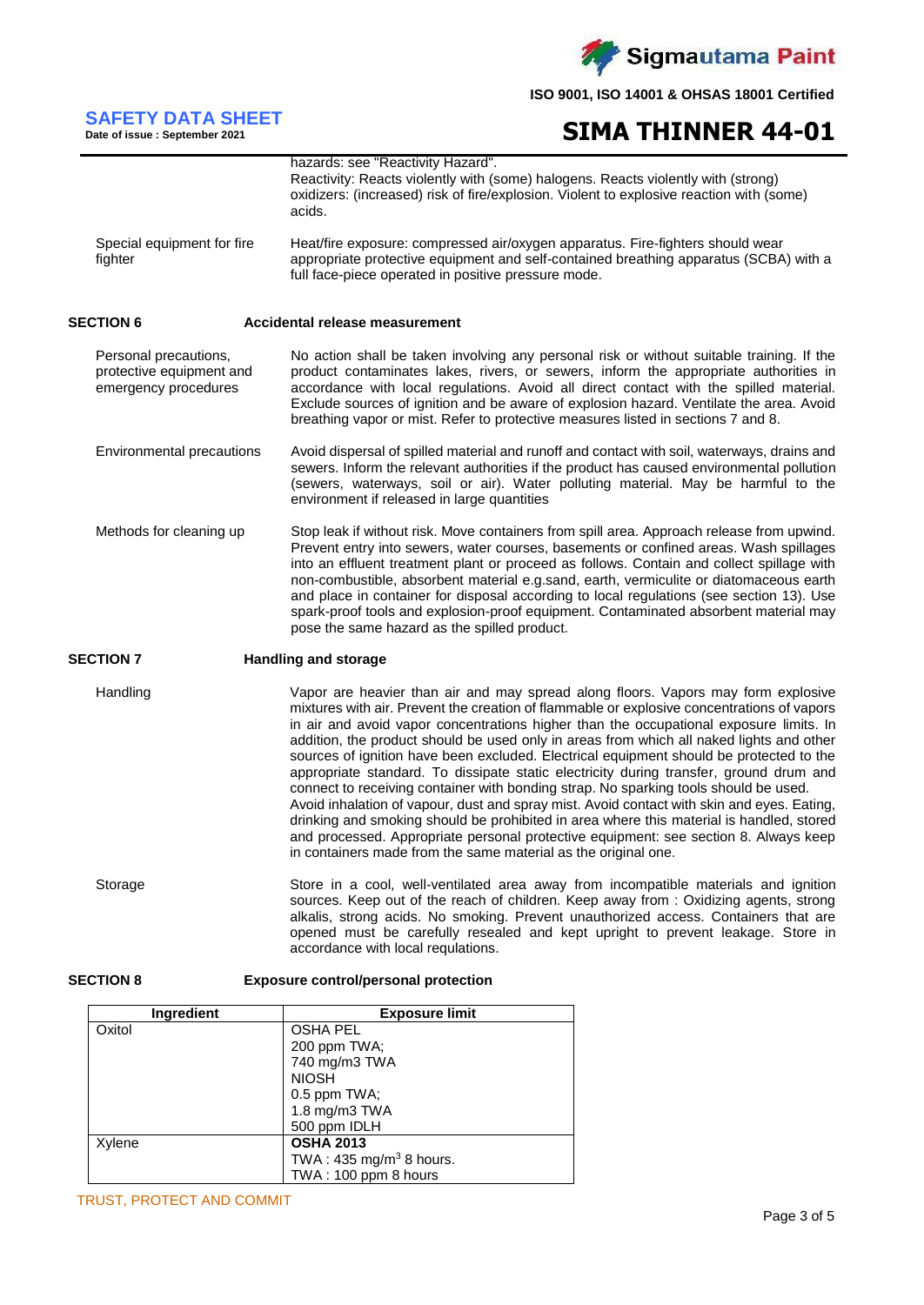|  |  |
|---|---|
|  | hazards: see "Reactivity Hazard". Reactivity: Reacts violently with (some) halogens. Reacts violently with (strong) oxidizers: (increased) risk of fire/explosion. Violent to explosive reaction with (some) acids. |
| Special equipment for fire fighter | Heat/fire exposure: compressed air/oxygen apparatus. Fire-fighters should wear appropriate protective equipment and self-contained breathing apparatus (SCBA) with a full face-piece operated in positive pressure mode. |

## SECTION 6 Accidental release measurement

| | |
|---|---|
| Personal precautions, protective equipment and emergency procedures | No action shall be taken involving any personal risk or without suitable training. If the product contaminates lakes, rivers, or sewers, inform the appropriate authorities in accordance with local regulations. Avoid all direct contact with the spilled material. Exclude sources of ignition and be aware of explosion hazard. Ventilate the area. Avoid breathing vapor or mist. Refer to protective measures listed in sections 7 and 8. |
| Environmental precautions | Avoid dispersal of spilled material and runoff and contact with soil, waterways, drains and sewers. Inform the relevant authorities if the product has caused environmental pollution (sewers, waterways, soil or air). Water polluting material. May be harmful to the environment if released in large quantities |
| Methods for cleaning up | Stop leak if without risk. Move containers from spill area. Approach release from upwind. Prevent entry into sewers, water courses, basements or confined areas. Wash spillages into an effluent treatment plant or proceed as follows. Contain and collect spillage with non-combustible, absorbent material e.g.sand, earth, vermiculite or diatomaceous earth and place in container for disposal according to local regulations (see section 13). Use spark-proof tools and explosion-proof equipment. Contaminated absorbent material may pose the same hazard as the spilled product. |

## SECTION 7 Handling and storage

| | |
|---|---|
| Handling | Vapor are heavier than air and may spread along floors. Vapors may form explosive mixtures with air. Prevent the creation of flammable or explosive concentrations of vapors in air and avoid vapor concentrations higher than the occupational exposure limits. In addition, the product should be used only in areas from which all naked lights and other sources of ignition have been excluded. Electrical equipment should be protected to the appropriate standard. To dissipate static electricity during transfer, ground drum and connect to receiving container with bonding strap. No sparking tools should be used. Avoid inhalation of vapour, dust and spray mist. Avoid contact with skin and eyes. Eating, drinking and smoking should be prohibited in area where this material is handled, stored and processed. Appropriate personal protective equipment: see section 8. Always keep in containers made from the same material as the original one. |
| Storage | Store in a cool, well-ventilated area away from incompatible materials and ignition sources. Keep out of the reach of children. Keep away from : Oxidizing agents, strong alkalis, strong acids. No smoking. Prevent unauthorized access. Containers that are opened must be carefully resealed and kept upright to prevent leakage. Store in accordance with local requlations. |

## SECTION 8 Exposure control/personal protection

| Ingredient | Exposure limit |
|---|---|
| Oxitol | OSHA PEL<br>200 ppm TWA;<br>740 mg/m3 TWA<br>NIOSH<br>0.5 ppm TWA;<br>1.8 mg/m3 TWA<br>500 ppm IDLH |
| Xylene | **OSHA 2013**<br>TWA : 435 mg/m$^3$ 8 hours.<br>TWA : 100 ppm 8 hours |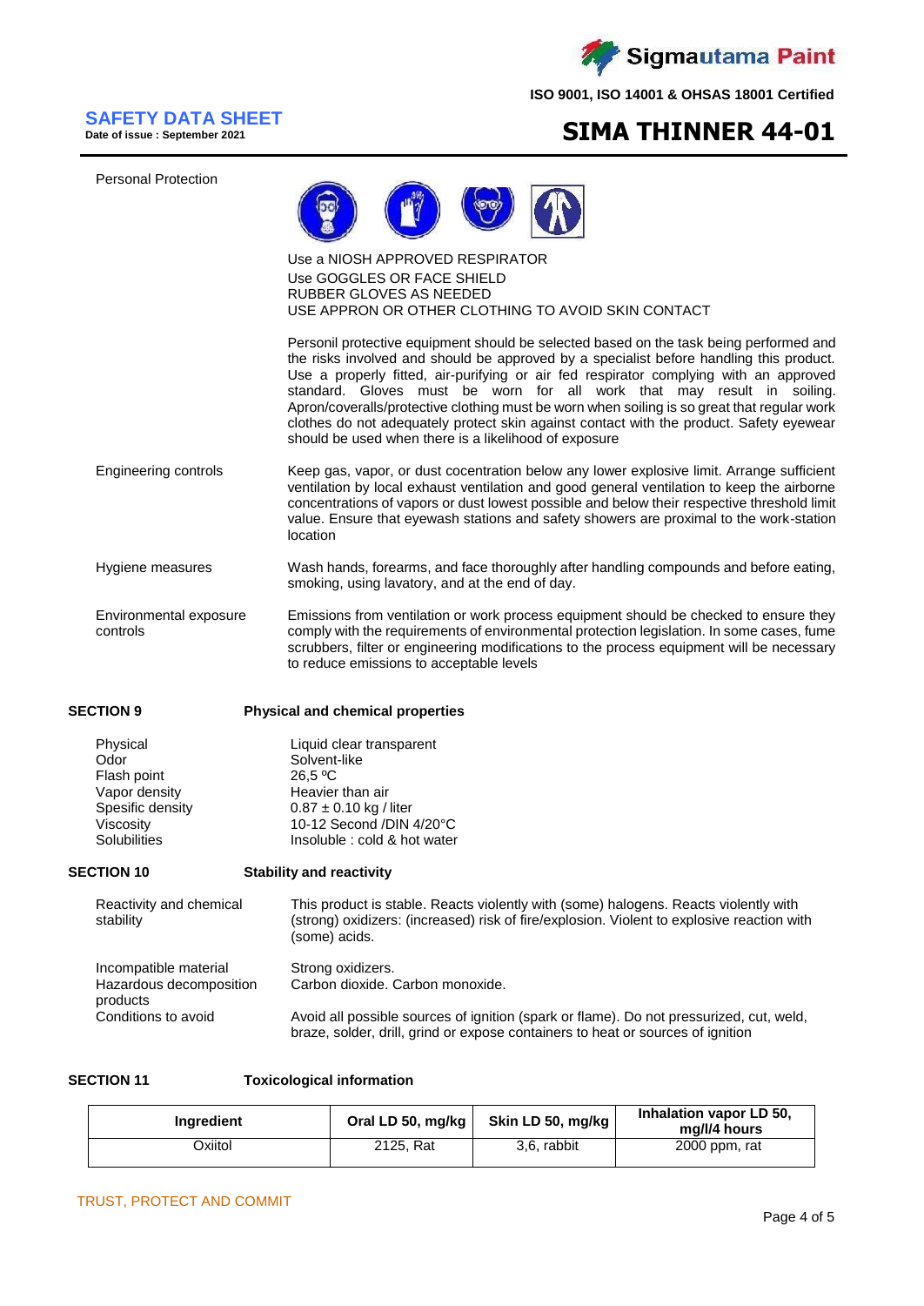**SAFETY DATA SHEET**
Date of issue : September 2021

# SIMA THINNER 44-01

| | |
|---|---|
| Personal Protection | Use a NIOSH APPROVED RESPIRATOR<br>Use GOGGLES OR FACE SHIELD<br>RUBBER GLOVES AS NEEDED<br>USE APPRON OR OTHER CLOTHING TO AVOID SKIN CONTACT<br><br>Personil protective equipment should be selected based on the task being performed and the risks involved and should be approved by a specialist before handling this product. Use a properly fitted, air-purifying or air fed respirator complying with an approved standard. Gloves must be worn for all work that may result in soiling. Apron/coveralls/protective clothing must be worn when soiling is so great that regular work clothes do not adequately protect skin against contact with the product. Safety eyewear should be used when there is a likelihood of exposure |
| Engineering controls | Keep gas, vapor, or dust cocentration below any lower explosive limit. Arrange sufficient ventilation by local exhaust ventilation and good general ventilation to keep the airborne concentrations of vapors or dust lowest possible and below their respective threshold limit value. Ensure that eyewash stations and safety showers are proximal to the work-station location |
| Hygiene measures | Wash hands, forearms, and face thoroughly after handling compounds and before eating, smoking, using lavatory, and at the end of day. |
| Environmental exposure controls | Emissions from ventilation or work process equipment should be checked to ensure they comply with the requirements of environmental protection legislation. In some cases, fume scrubbers, filter or engineering modifications to the process equipment will be necessary to reduce emissions to acceptable levels |

## SECTION 9 Physical and chemical properties

| | |
|---|---|
| Physical | Liquid clear transparent |
| Odor | Solvent-like |
| Flash point | 26,5 ºC |
| Vapor density | Heavier than air |
| Spesific density | 0.87 ± 0.10 kg / liter |
| Viscosity | 10-12 Second /DIN 4/20°C |
| Solubilities | Insoluble : cold & hot water |

## SECTION 10 Stability and reactivity

| | |
|---|---|
| Reactivity and chemical stability | This product is stable. Reacts violently with (some) halogens. Reacts violently with (strong) oxidizers: (increased) risk of fire/explosion. Violent to explosive reaction with (some) acids. |
| Incompatible material | Strong oxidizers. |
| Hazardous decomposition products | Carbon dioxide. Carbon monoxide. |
| Conditions to avoid | Avoid all possible sources of ignition (spark or flame). Do not pressurized, cut, weld, braze, solder, drill, grind or expose containers to heat or sources of ignition |

## SECTION 11 Toxicological information

| Ingredient | Oral LD 50, mg/kg | Skin LD 50, mg/kg | Inhalation vapor LD 50, mg/l/4 hours |
|---|---|---|---|
| Oxiitol | 2125, Rat | 3,6, rabbit | 2000 ppm, rat |

TRUST, PROTECT AND COMMIT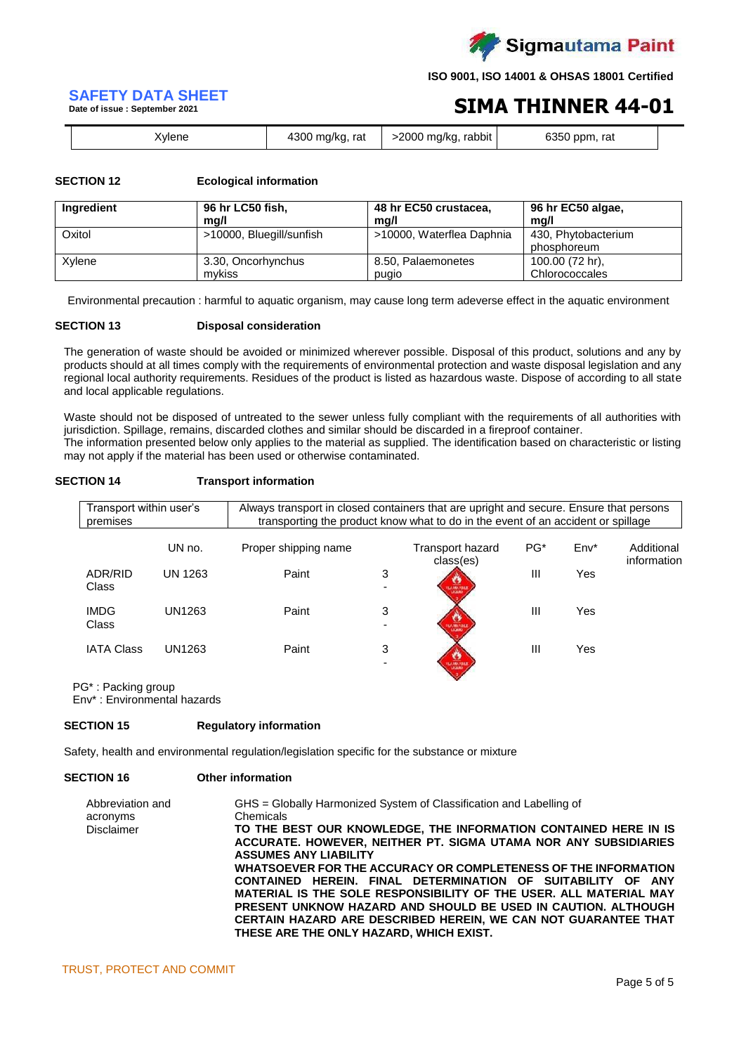| | | | |
|---|---|---|---|
| Xylene | 4300 mg/kg, rat | >2000 mg/kg, rabbit | 6350 ppm, rat |

**SECTION 12** **Ecological information**

| Ingredient | 96 hr LC50 fish, mg/l | 48 hr EC50 crustacea, mg/l | 96 hr EC50 algae, mg/l |
|---|---|---|---|
| Oxitol | >10000, Bluegill/sunfish | >10000, Waterflea Daphnia | 430, Phytobacterium phosphoreum |
| Xylene | 3.30, Oncorhynchus mykiss | 8.50, Palaemonetes pugio | 100.00 (72 hr), Chlorococcales |

Environmental precaution : harmful to aquatic organism, may cause long term adeverse effect in the aquatic environment

**SECTION 13** **Disposal consideration**

The generation of waste should be avoided or minimized wherever possible. Disposal of this product, solutions and any by products should at all times comply with the requirements of environmental protection and waste disposal legislation and any regional local authority requirements. Residues of the product is listed as hazardous waste. Dispose of according to all state and local applicable regulations.

Waste should not be disposed of untreated to the sewer unless fully compliant with the requirements of all authorities with jurisdiction. Spillage, remains, discarded clothes and similar should be discarded in a fireproof container.
The information presented below only applies to the material as supplied. The identification based on characteristic or listing may not apply if the material has been used or otherwise contaminated.

**SECTION 14** **Transport information**

| Transport within user's premises | Always transport in closed containers that are upright and secure. Ensure that persons transporting the product know what to do in the event of an accident or spillage |
|---|---|

| | UN no. | Proper shipping name | Transport hazard class(es) | PG* | Env* | Additional information |
|---|---|---|---|---|---|---|
| ADR/RID Class | UN 1263 | Paint | 3 - | III | Yes | |
| IMDG Class | UN1263 | Paint | 3 - | III | Yes | |
| IATA Class | UN1263 | Paint | 3 - | III | Yes | |

PG* : Packing group
Env* : Environmental hazards

**SECTION 15** **Regulatory information**

Safety, health and environmental regulation/legislation specific for the substance or mixture

**SECTION 16** **Other information**

| | |
|---|---|
| Abbreviation and acronyms | GHS = Globally Harmonized System of Classification and Labelling of Chemicals |
| Disclaimer | **TO THE BEST OUR KNOWLEDGE, THE INFORMATION CONTAINED HERE IN IS ACCURATE. HOWEVER, NEITHER PT. SIGMA UTAMA NOR ANY SUBSIDIARIES ASSUMES ANY LIABILITY WHATSOEVER FOR THE ACCURACY OR COMPLETENESS OF THE INFORMATION CONTAINED HEREIN. FINAL DETERMINATION OF SUITABILITY OF ANY MATERIAL IS THE SOLE RESPONSIBILITY OF THE USER. ALL MATERIAL MAY PRESENT UNKNOW HAZARD AND SHOULD BE USED IN CAUTION. ALTHOUGH CERTAIN HAZARD ARE DESCRIBED HEREIN, WE CAN NOT GUARANTEE THAT THESE ARE THE ONLY HAZARD, WHICH EXIST.** |